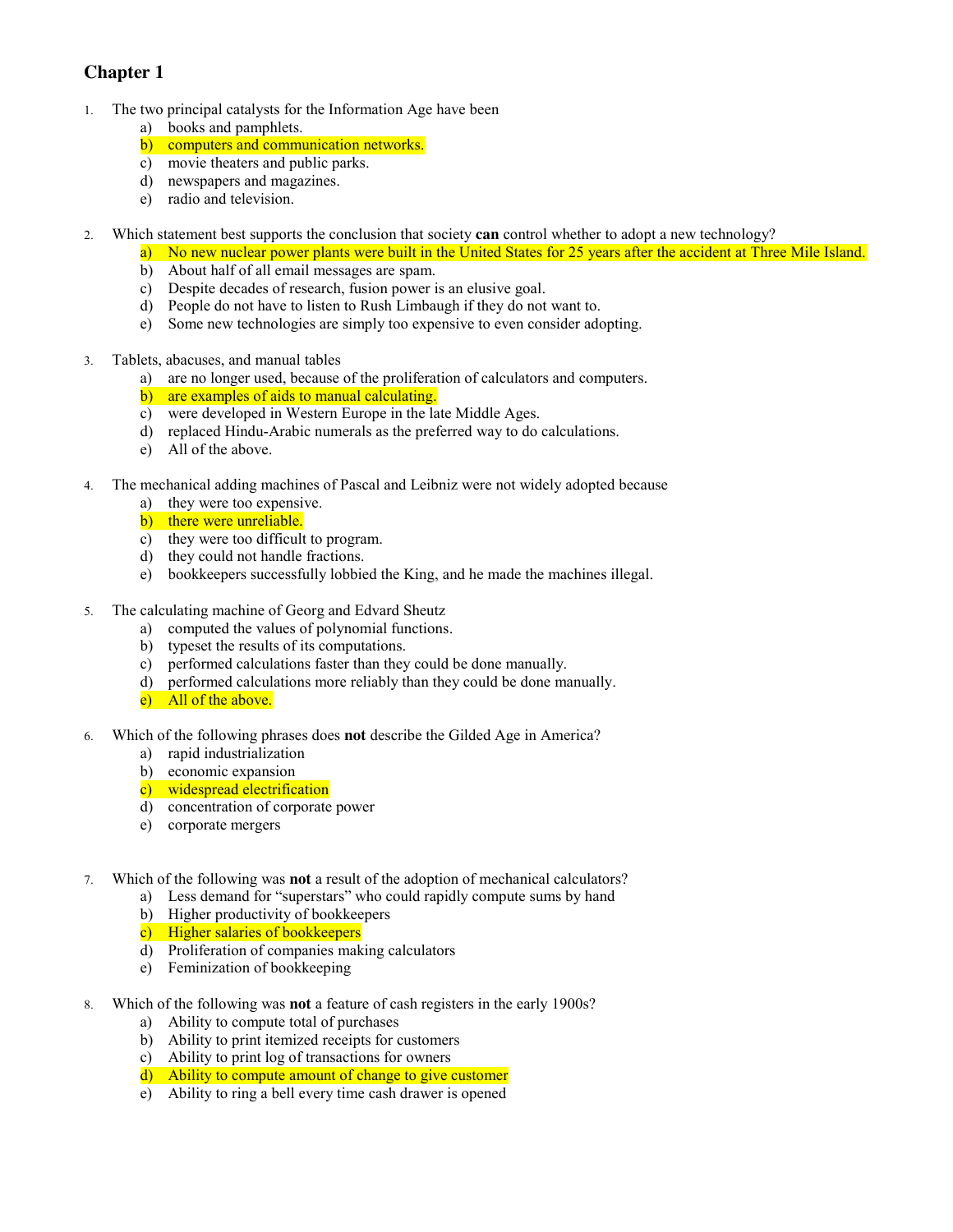## Chapter 1

1. The two principal catalysts for the Information Age have been
   - a) books and pamphlets.
   - **b) computers and communication networks.**
   - c) movie theaters and public parks.
   - d) newspapers and magazines.
   - e) radio and television.

2. Which statement best supports the conclusion that society **can** control whether to adopt a new technology?
   - **a) No new nuclear power plants were built in the United States for 25 years after the accident at Three Mile Island.**
   - b) About half of all email messages are spam.
   - c) Despite decades of research, fusion power is an elusive goal.
   - d) People do not have to listen to Rush Limbaugh if they do not want to.
   - e) Some new technologies are simply too expensive to even consider adopting.

3. Tablets, abacuses, and manual tables
   - a) are no longer used, because of the proliferation of calculators and computers.
   - **b) are examples of aids to manual calculating.**
   - c) were developed in Western Europe in the late Middle Ages.
   - d) replaced Hindu-Arabic numerals as the preferred way to do calculations.
   - e) All of the above.

4. The mechanical adding machines of Pascal and Leibniz were not widely adopted because
   - a) they were too expensive.
   - **b) there were unreliable.**
   - c) they were too difficult to program.
   - d) they could not handle fractions.
   - e) bookkeepers successfully lobbied the King, and he made the machines illegal.

5. The calculating machine of Georg and Edvard Sheutz
   - a) computed the values of polynomial functions.
   - b) typeset the results of its computations.
   - c) performed calculations faster than they could be done manually.
   - d) performed calculations more reliably than they could be done manually.
   - **e) All of the above.**

6. Which of the following phrases does **not** describe the Gilded Age in America?
   - a) rapid industrialization
   - b) economic expansion
   - **c) widespread electrification**
   - d) concentration of corporate power
   - e) corporate mergers

7. Which of the following was **not** a result of the adoption of mechanical calculators?
   - a) Less demand for "superstars" who could rapidly compute sums by hand
   - b) Higher productivity of bookkeepers
   - **c) Higher salaries of bookkeepers**
   - d) Proliferation of companies making calculators
   - e) Feminization of bookkeeping

8. Which of the following was **not** a feature of cash registers in the early 1900s?
   - a) Ability to compute total of purchases
   - b) Ability to print itemized receipts for customers
   - c) Ability to print log of transactions for owners
   - **d) Ability to compute amount of change to give customer**
   - e) Ability to ring a bell every time cash drawer is opened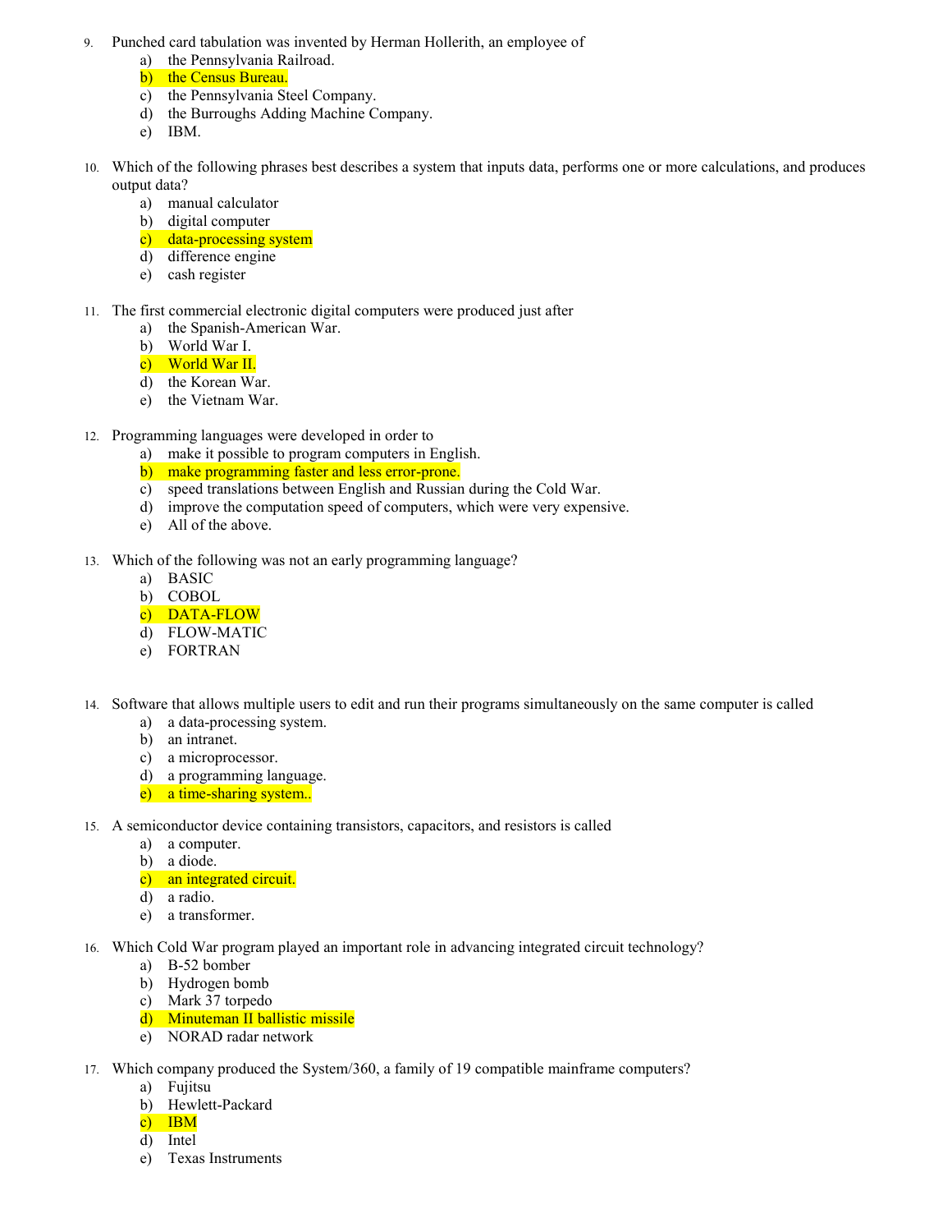9. Punched card tabulation was invented by Herman Hollerith, an employee of
   a) the Pennsylvania Railroad.
   b) the Census Bureau.
   c) the Pennsylvania Steel Company.
   d) the Burroughs Adding Machine Company.
   e) IBM.

10. Which of the following phrases best describes a system that inputs data, performs one or more calculations, and produces output data?
    a) manual calculator
    b) digital computer
    c) data-processing system
    d) difference engine
    e) cash register

11. The first commercial electronic digital computers were produced just after
    a) the Spanish-American War.
    b) World War I.
    c) World War II.
    d) the Korean War.
    e) the Vietnam War.

12. Programming languages were developed in order to
    a) make it possible to program computers in English.
    b) make programming faster and less error-prone.
    c) speed translations between English and Russian during the Cold War.
    d) improve the computation speed of computers, which were very expensive.
    e) All of the above.

13. Which of the following was not an early programming language?
    a) BASIC
    b) COBOL
    c) DATA-FLOW
    d) FLOW-MATIC
    e) FORTRAN

14. Software that allows multiple users to edit and run their programs simultaneously on the same computer is called
    a) a data-processing system.
    b) an intranet.
    c) a microprocessor.
    d) a programming language.
    e) a time-sharing system..

15. A semiconductor device containing transistors, capacitors, and resistors is called
    a) a computer.
    b) a diode.
    c) an integrated circuit.
    d) a radio.
    e) a transformer.

16. Which Cold War program played an important role in advancing integrated circuit technology?
    a) B-52 bomber
    b) Hydrogen bomb
    c) Mark 37 torpedo
    d) Minuteman II ballistic missile
    e) NORAD radar network

17. Which company produced the System/360, a family of 19 compatible mainframe computers?
    a) Fujitsu
    b) Hewlett-Packard
    c) IBM
    d) Intel
    e) Texas Instruments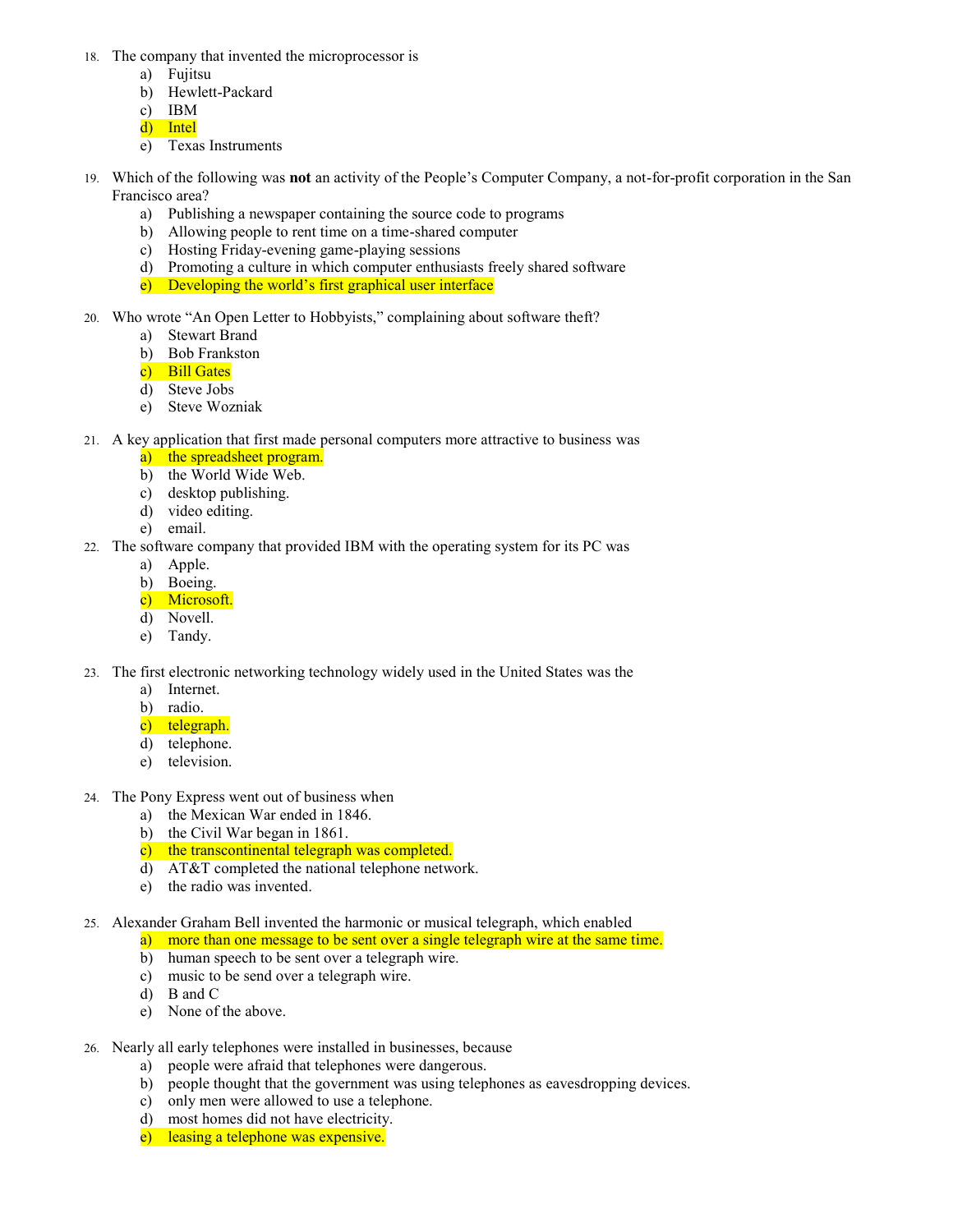18. The company that invented the microprocessor is
    a) Fujitsu
    b) Hewlett-Packard
    c) IBM
    d) Intel
    e) Texas Instruments

19. Which of the following was **not** an activity of the People's Computer Company, a not-for-profit corporation in the San Francisco area?
    a) Publishing a newspaper containing the source code to programs
    b) Allowing people to rent time on a time-shared computer
    c) Hosting Friday-evening game-playing sessions
    d) Promoting a culture in which computer enthusiasts freely shared software
    e) Developing the world's first graphical user interface

20. Who wrote "An Open Letter to Hobbyists," complaining about software theft?
    a) Stewart Brand
    b) Bob Frankston
    c) Bill Gates
    d) Steve Jobs
    e) Steve Wozniak

21. A key application that first made personal computers more attractive to business was
    a) the spreadsheet program.
    b) the World Wide Web.
    c) desktop publishing.
    d) video editing.
    e) email.

22. The software company that provided IBM with the operating system for its PC was
    a) Apple.
    b) Boeing.
    c) Microsoft.
    d) Novell.
    e) Tandy.

23. The first electronic networking technology widely used in the United States was the
    a) Internet.
    b) radio.
    c) telegraph.
    d) telephone.
    e) television.

24. The Pony Express went out of business when
    a) the Mexican War ended in 1846.
    b) the Civil War began in 1861.
    c) the transcontinental telegraph was completed.
    d) AT&T completed the national telephone network.
    e) the radio was invented.

25. Alexander Graham Bell invented the harmonic or musical telegraph, which enabled
    a) more than one message to be sent over a single telegraph wire at the same time.
    b) human speech to be sent over a telegraph wire.
    c) music to be send over a telegraph wire.
    d) B and C
    e) None of the above.

26. Nearly all early telephones were installed in businesses, because
    a) people were afraid that telephones were dangerous.
    b) people thought that the government was using telephones as eavesdropping devices.
    c) only men were allowed to use a telephone.
    d) most homes did not have electricity.
    e) leasing a telephone was expensive.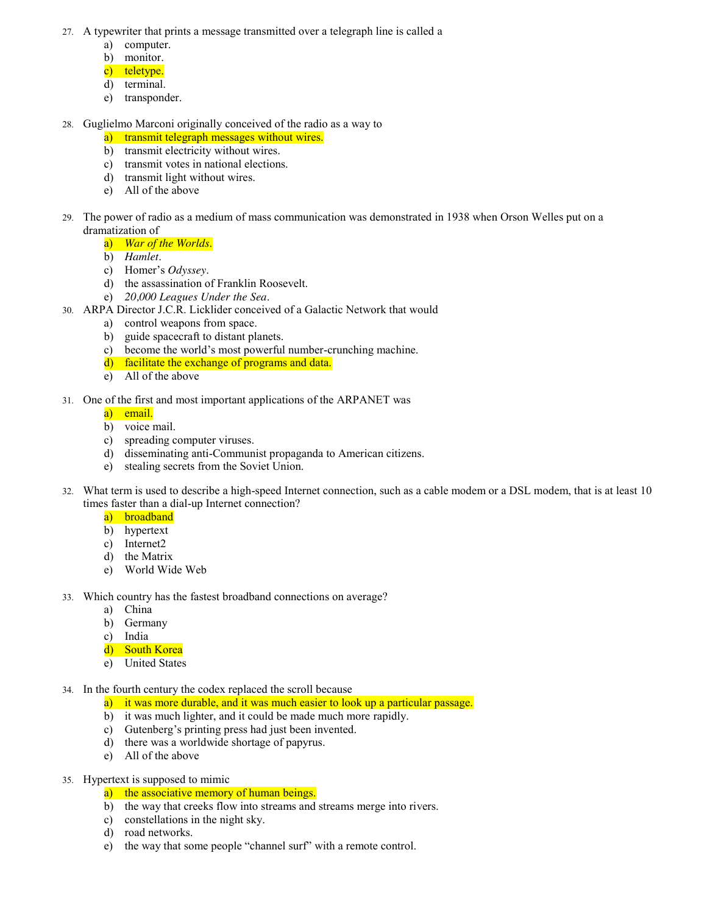27. A typewriter that prints a message transmitted over a telegraph line is called a
    a) computer.
    b) monitor.
    c) teletype.
    d) terminal.
    e) transponder.

28. Guglielmo Marconi originally conceived of the radio as a way to
    a) transmit telegraph messages without wires.
    b) transmit electricity without wires.
    c) transmit votes in national elections.
    d) transmit light without wires.
    e) All of the above

29. The power of radio as a medium of mass communication was demonstrated in 1938 when Orson Welles put on a dramatization of
    a) *War of the Worlds*.
    b) *Hamlet*.
    c) Homer's *Odyssey*.
    d) the assassination of Franklin Roosevelt.
    e) *20,000 Leagues Under the Sea*.

30. ARPA Director J.C.R. Licklider conceived of a Galactic Network that would
    a) control weapons from space.
    b) guide spacecraft to distant planets.
    c) become the world's most powerful number-crunching machine.
    d) facilitate the exchange of programs and data.
    e) All of the above

31. One of the first and most important applications of the ARPANET was
    a) email.
    b) voice mail.
    c) spreading computer viruses.
    d) disseminating anti-Communist propaganda to American citizens.
    e) stealing secrets from the Soviet Union.

32. What term is used to describe a high-speed Internet connection, such as a cable modem or a DSL modem, that is at least 10 times faster than a dial-up Internet connection?
    a) broadband
    b) hypertext
    c) Internet2
    d) the Matrix
    e) World Wide Web

33. Which country has the fastest broadband connections on average?
    a) China
    b) Germany
    c) India
    d) South Korea
    e) United States

34. In the fourth century the codex replaced the scroll because
    a) it was more durable, and it was much easier to look up a particular passage.
    b) it was much lighter, and it could be made much more rapidly.
    c) Gutenberg's printing press had just been invented.
    d) there was a worldwide shortage of papyrus.
    e) All of the above

35. Hypertext is supposed to mimic
    a) the associative memory of human beings.
    b) the way that creeks flow into streams and streams merge into rivers.
    c) constellations in the night sky.
    d) road networks.
    e) the way that some people "channel surf" with a remote control.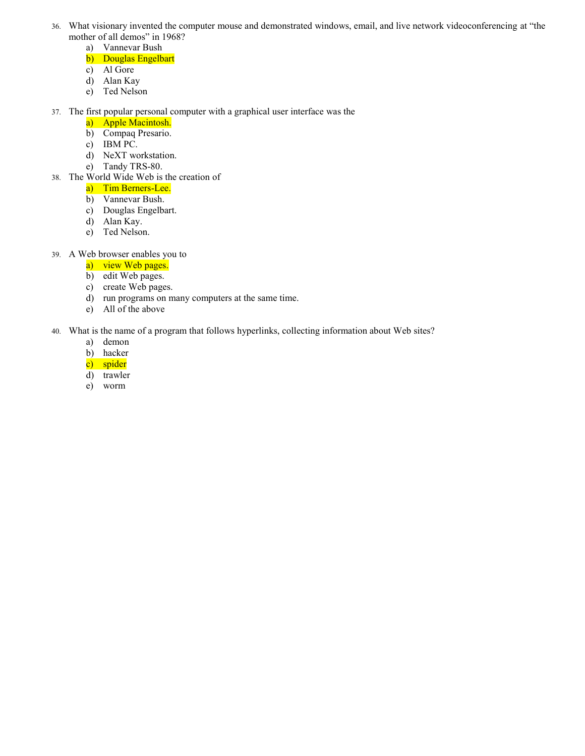36. What visionary invented the computer mouse and demonstrated windows, email, and live network videoconferencing at “the mother of all demos” in 1968?
    a) Vannevar Bush
    b) Douglas Engelbart
    c) Al Gore
    d) Alan Kay
    e) Ted Nelson

37. The first popular personal computer with a graphical user interface was the
    a) Apple Macintosh.
    b) Compaq Presario.
    c) IBM PC.
    d) NeXT workstation.
    e) Tandy TRS-80.

38. The World Wide Web is the creation of
    a) Tim Berners-Lee.
    b) Vannevar Bush.
    c) Douglas Engelbart.
    d) Alan Kay.
    e) Ted Nelson.

39. A Web browser enables you to
    a) view Web pages.
    b) edit Web pages.
    c) create Web pages.
    d) run programs on many computers at the same time.
    e) All of the above

40. What is the name of a program that follows hyperlinks, collecting information about Web sites?
    a) demon
    b) hacker
    c) spider
    d) trawler
    e) worm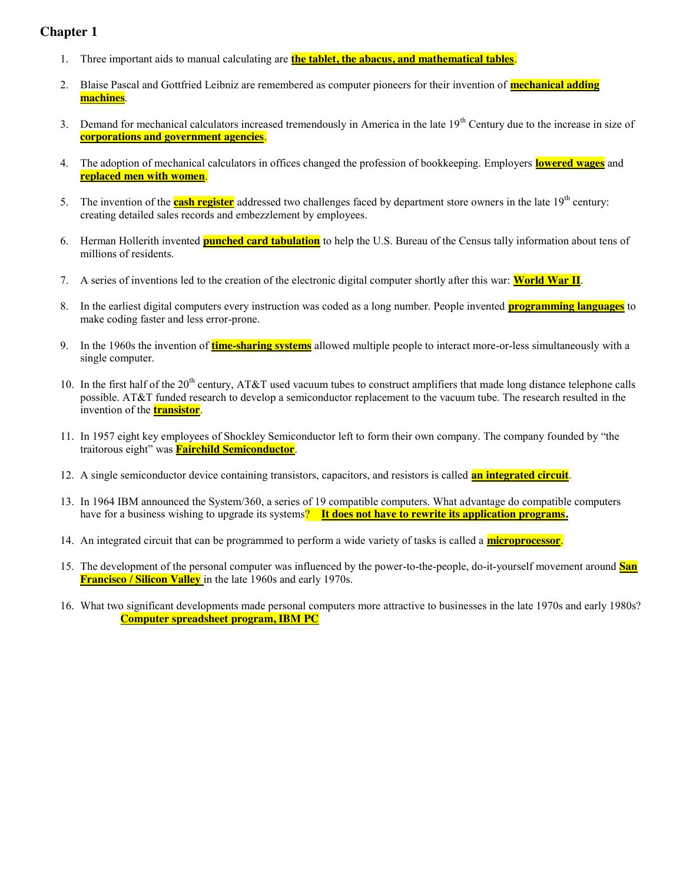## Chapter 1

1. Three important aids to manual calculating are **the tablet, the abacus, and mathematical tables**.

2. Blaise Pascal and Gottfried Leibniz are remembered as computer pioneers for their invention of **mechanical adding machines**.

3. Demand for mechanical calculators increased tremendously in America in the late 19th Century due to the increase in size of **corporations and government agencies**.

4. The adoption of mechanical calculators in offices changed the profession of bookkeeping. Employers **lowered wages** and **replaced men with women**.

5. The invention of the **cash register** addressed two challenges faced by department store owners in the late 19th century: creating detailed sales records and embezzlement by employees.

6. Herman Hollerith invented **punched card tabulation** to help the U.S. Bureau of the Census tally information about tens of millions of residents.

7. A series of inventions led to the creation of the electronic digital computer shortly after this war: **World War II**.

8. In the earliest digital computers every instruction was coded as a long number. People invented **programming languages** to make coding faster and less error-prone.

9. In the 1960s the invention of **time-sharing systems** allowed multiple people to interact more-or-less simultaneously with a single computer.

10. In the first half of the 20th century, AT&T used vacuum tubes to construct amplifiers that made long distance telephone calls possible. AT&T funded research to develop a semiconductor replacement to the vacuum tube. The research resulted in the invention of the **transistor**.

11. In 1957 eight key employees of Shockley Semiconductor left to form their own company. The company founded by "the traitorous eight" was **Fairchild Semiconductor**.

12. A single semiconductor device containing transistors, capacitors, and resistors is called **an integrated circuit**.

13. In 1964 IBM announced the System/360, a series of 19 compatible computers. What advantage do compatible computers have for a business wishing to upgrade its systems? **It does not have to rewrite its application programs.**

14. An integrated circuit that can be programmed to perform a wide variety of tasks is called a **microprocessor**.

15. The development of the personal computer was influenced by the power-to-the-people, do-it-yourself movement around **San Francisco / Silicon Valley** in the late 1960s and early 1970s.

16. What two significant developments made personal computers more attractive to businesses in the late 1970s and early 1980s? **Computer spreadsheet program, IBM PC**